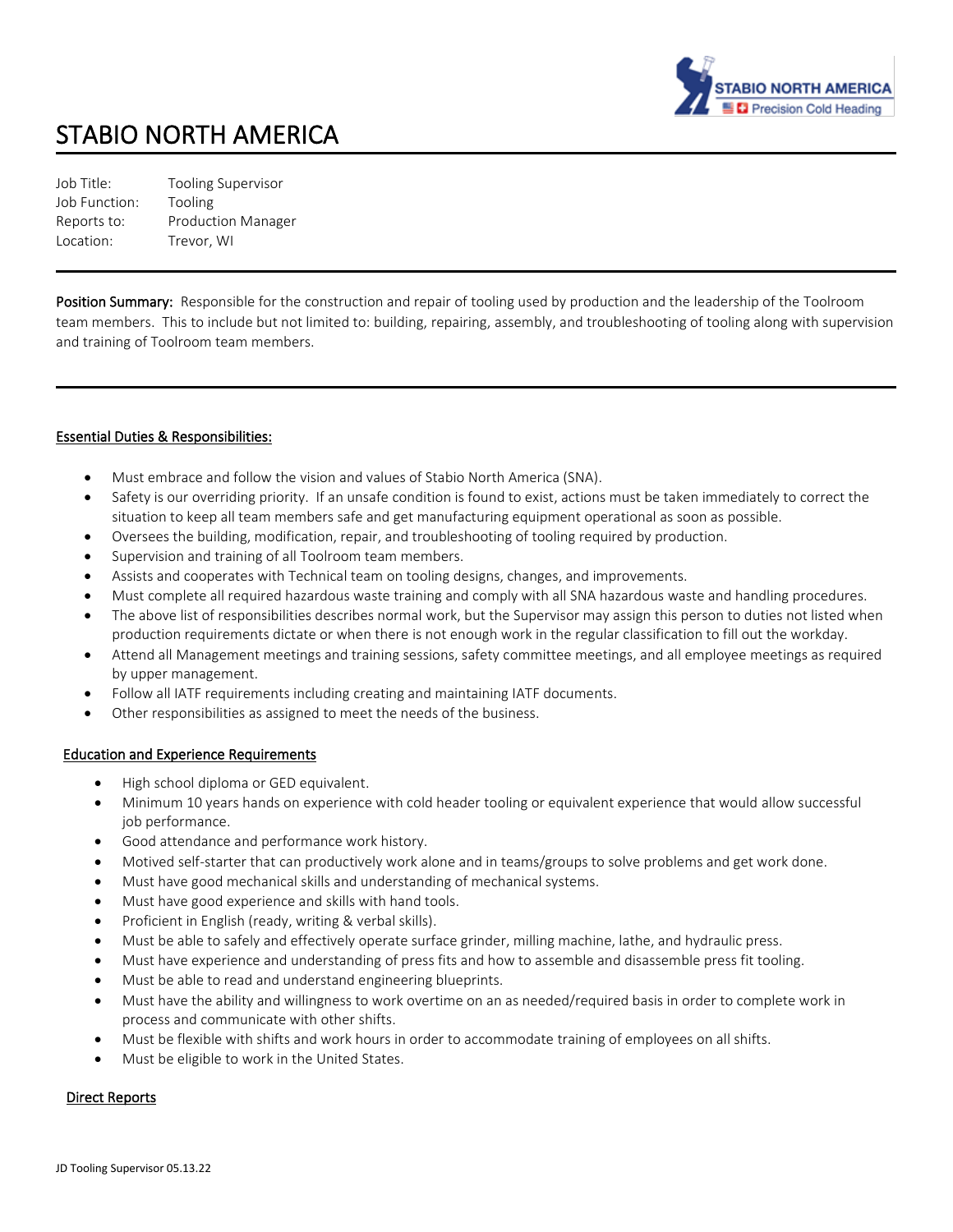# STABIO NORTH AMERICA

Job Title: Tooling Supervisor
Job Function: Tooling
Reports to: Production Manager
Location: Trevor, WI

---

**Position Summary:** Responsible for the construction and repair of tooling used by production and the leadership of the Toolroom team members. This to include but not limited to: building, repairing, assembly, and troubleshooting of tooling along with supervision and training of Toolroom team members.

---

## Essential Duties & Responsibilities:

- Must embrace and follow the vision and values of Stabio North America (SNA).
- Safety is our overriding priority. If an unsafe condition is found to exist, actions must be taken immediately to correct the situation to keep all team members safe and get manufacturing equipment operational as soon as possible.
- Oversees the building, modification, repair, and troubleshooting of tooling required by production.
- Supervision and training of all Toolroom team members.
- Assists and cooperates with Technical team on tooling designs, changes, and improvements.
- Must complete all required hazardous waste training and comply with all SNA hazardous waste and handling procedures.
- The above list of responsibilities describes normal work, but the Supervisor may assign this person to duties not listed when production requirements dictate or when there is not enough work in the regular classification to fill out the workday.
- Attend all Management meetings and training sessions, safety committee meetings, and all employee meetings as required by upper management.
- Follow all IATF requirements including creating and maintaining IATF documents.
- Other responsibilities as assigned to meet the needs of the business.

## Education and Experience Requirements

- High school diploma or GED equivalent.
- Minimum 10 years hands on experience with cold header tooling or equivalent experience that would allow successful job performance.
- Good attendance and performance work history.
- Motived self-starter that can productively work alone and in teams/groups to solve problems and get work done.
- Must have good mechanical skills and understanding of mechanical systems.
- Must have good experience and skills with hand tools.
- Proficient in English (ready, writing & verbal skills).
- Must be able to safely and effectively operate surface grinder, milling machine, lathe, and hydraulic press.
- Must have experience and understanding of press fits and how to assemble and disassemble press fit tooling.
- Must be able to read and understand engineering blueprints.
- Must have the ability and willingness to work overtime on an as needed/required basis in order to complete work in process and communicate with other shifts.
- Must be flexible with shifts and work hours in order to accommodate training of employees on all shifts.
- Must be eligible to work in the United States.

## Direct Reports

JD Tooling Supervisor 05.13.22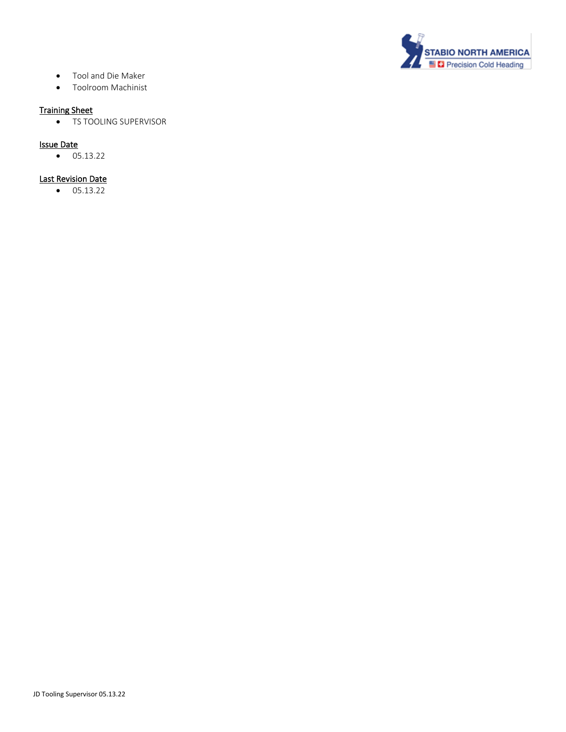- Tool and Die Maker
- Toolroom Machinist

Training Sheet

- TS TOOLING SUPERVISOR

Issue Date

- 05.13.22

Last Revision Date

- 05.13.22